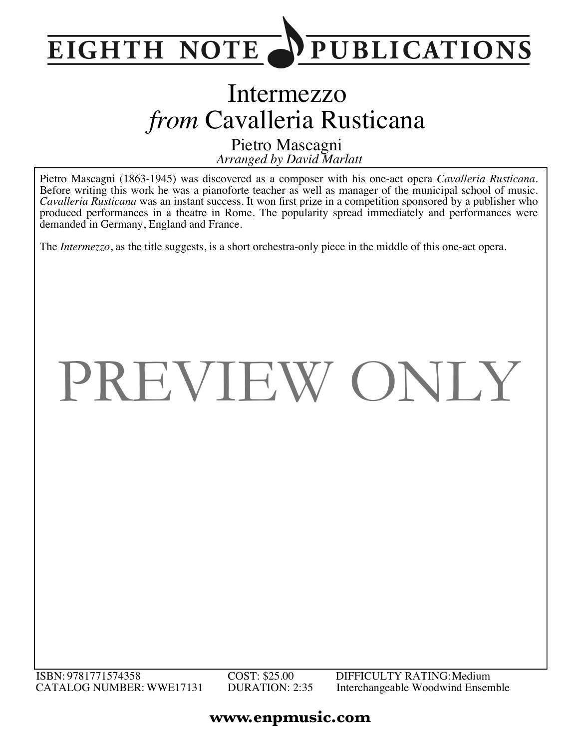EIGHTH NOTE PUBLICATIONS

# Intermezzo
# *from* Cavalleria Rusticana

Pietro Mascagni

*Arranged by David Marlatt*

Pietro Mascagni (1863-1945) was discovered as a composer with his one-act opera *Cavalleria Rusticana*. Before writing this work he was a pianoforte teacher as well as manager of the municipal school of music. *Cavalleria Rusticana* was an instant success. It won first prize in a competition sponsored by a publisher who produced performances in a theatre in Rome. The popularity spread immediately and performances were demanded in Germany, England and France.

The *Intermezzo*, as the title suggests, is a short orchestra-only piece in the middle of this one-act opera.

PREVIEW ONLY

ISBN: 9781771574358
CATALOG NUMBER: WWE17131

COST: $25.00
DURATION: 2:35

DIFFICULTY RATING: Medium
Interchangeable Woodwind Ensemble

**www.enpmusic.com**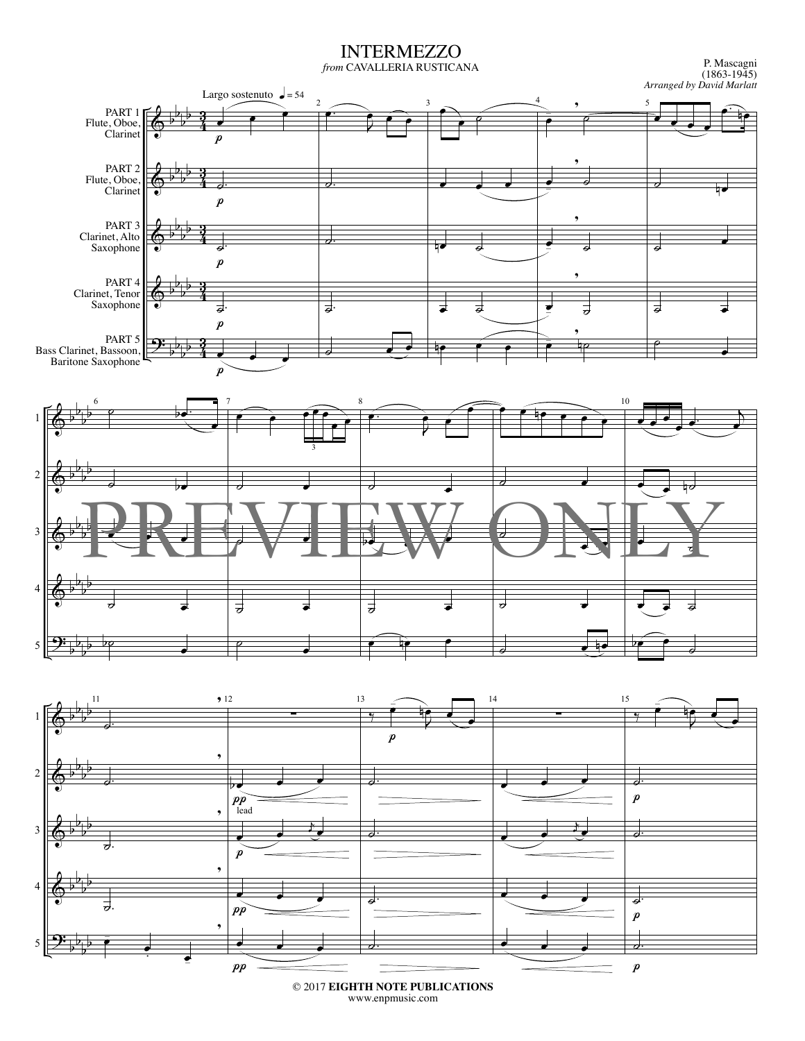# INTERMEZZO

*from* CAVALLERIA RUSTICANA

P. Mascagni
(1863-1945)
*Arranged by David Marlatt*

Largo sostenuto ♩ = 54

PART 1 Flute, Oboe, Clarinet

PART 2 Flute, Oboe, Clarinet

PART 3 Clarinet, Alto Saxophone

PART 4 Clarinet, Tenor Saxophone

PART 5 Bass Clarinet, Bassoon, Baritone Saxophone

PREVIEW ONLY

© 2017 **EIGHTH NOTE PUBLICATIONS**
www.enpmusic.com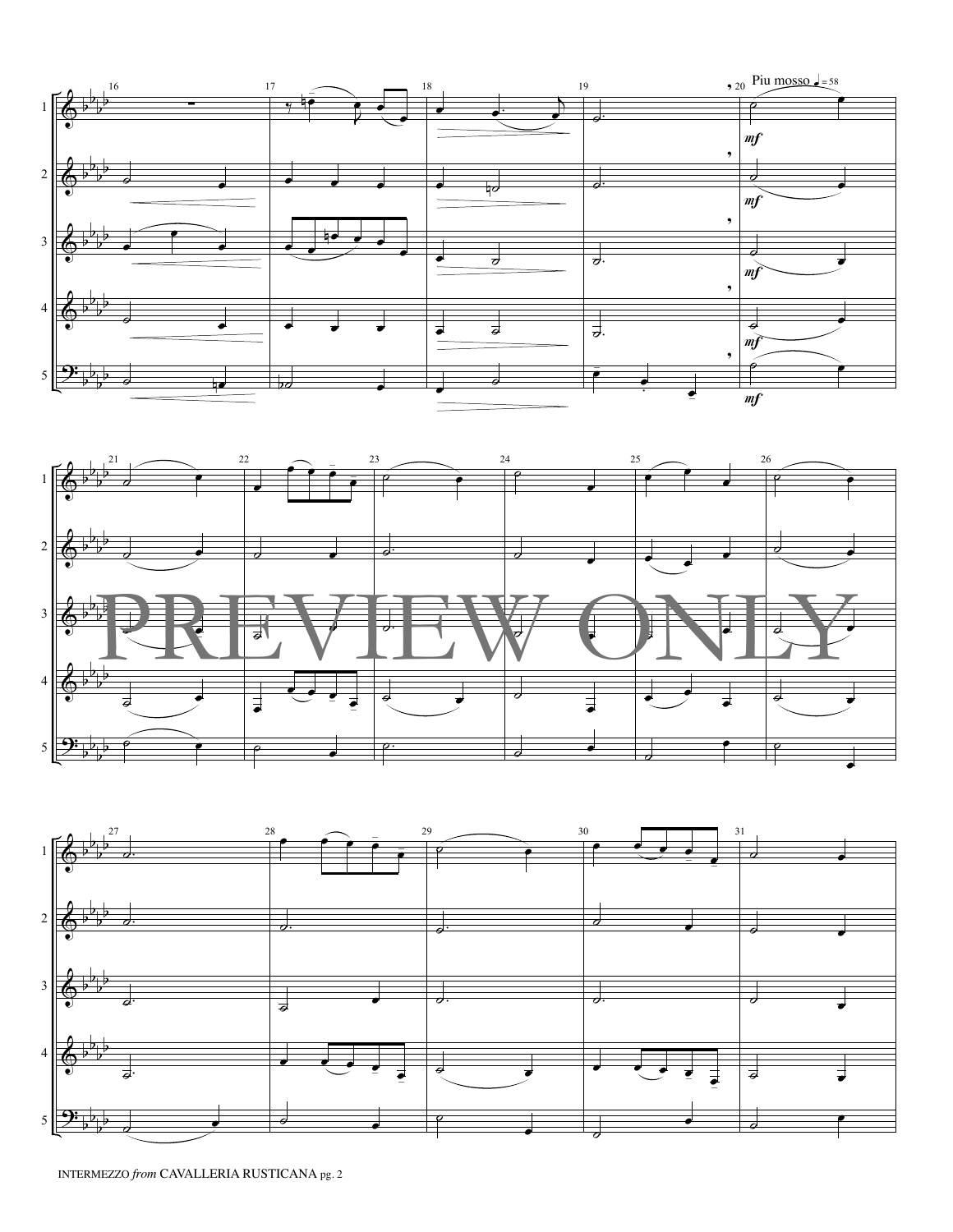Piu mosso ♩ = 58

PREVIEW ONLY